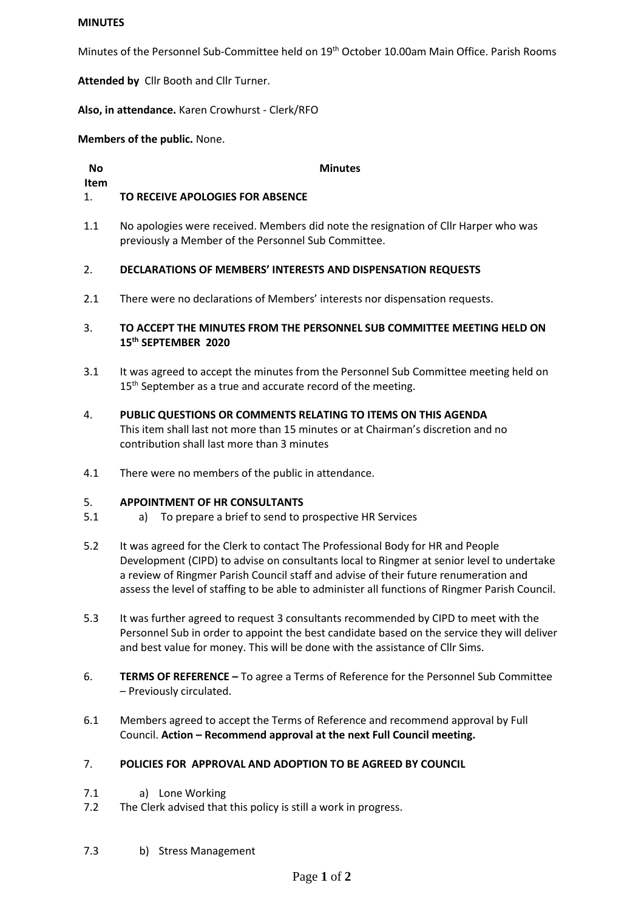**MINUTES**

Minutes of the Personnel Sub-Committee held on 19th October 10.00am Main Office. Parish Rooms

**Attended by** Cllr Booth and Cllr Turner.

**Also, in attendance.** Karen Crowhurst - Clerk/RFO

**Members of the public.** None.

| No Item | Minutes |
|---|---|
| 1. | **TO RECEIVE APOLOGIES FOR ABSENCE** |
| 1.1 | No apologies were received. Members did note the resignation of Cllr Harper who was previously a Member of the Personnel Sub Committee. |
| 2. | **DECLARATIONS OF MEMBERS' INTERESTS AND DISPENSATION REQUESTS** |
| 2.1 | There were no declarations of Members' interests nor dispensation requests. |
| 3. | **TO ACCEPT THE MINUTES FROM THE PERSONNEL SUB COMMITTEE MEETING HELD ON 15th SEPTEMBER 2020** |
| 3.1 | It was agreed to accept the minutes from the Personnel Sub Committee meeting held on 15th September as a true and accurate record of the meeting. |
| 4. | **PUBLIC QUESTIONS OR COMMENTS RELATING TO ITEMS ON THIS AGENDA** This item shall last not more than 15 minutes or at Chairman's discretion and no contribution shall last more than 3 minutes |
| 4.1 | There were no members of the public in attendance. |
| 5. | **APPOINTMENT OF HR CONSULTANTS** |
| 5.1 | a) To prepare a brief to send to prospective HR Services |
| 5.2 | It was agreed for the Clerk to contact The Professional Body for HR and People Development (CIPD) to advise on consultants local to Ringmer at senior level to undertake a review of Ringmer Parish Council staff and advise of their future renumeration and assess the level of staffing to be able to administer all functions of Ringmer Parish Council. |
| 5.3 | It was further agreed to request 3 consultants recommended by CIPD to meet with the Personnel Sub in order to appoint the best candidate based on the service they will deliver and best value for money. This will be done with the assistance of Cllr Sims. |
| 6. | **TERMS OF REFERENCE –** To agree a Terms of Reference for the Personnel Sub Committee – Previously circulated. |
| 6.1 | Members agreed to accept the Terms of Reference and recommend approval by Full Council. **Action – Recommend approval at the next Full Council meeting.** |
| 7. | **POLICIES FOR APPROVAL AND ADOPTION TO BE AGREED BY COUNCIL** |
| 7.1 | a) Lone Working |
| 7.2 | The Clerk advised that this policy is still a work in progress. |
| 7.3 | b) Stress Management |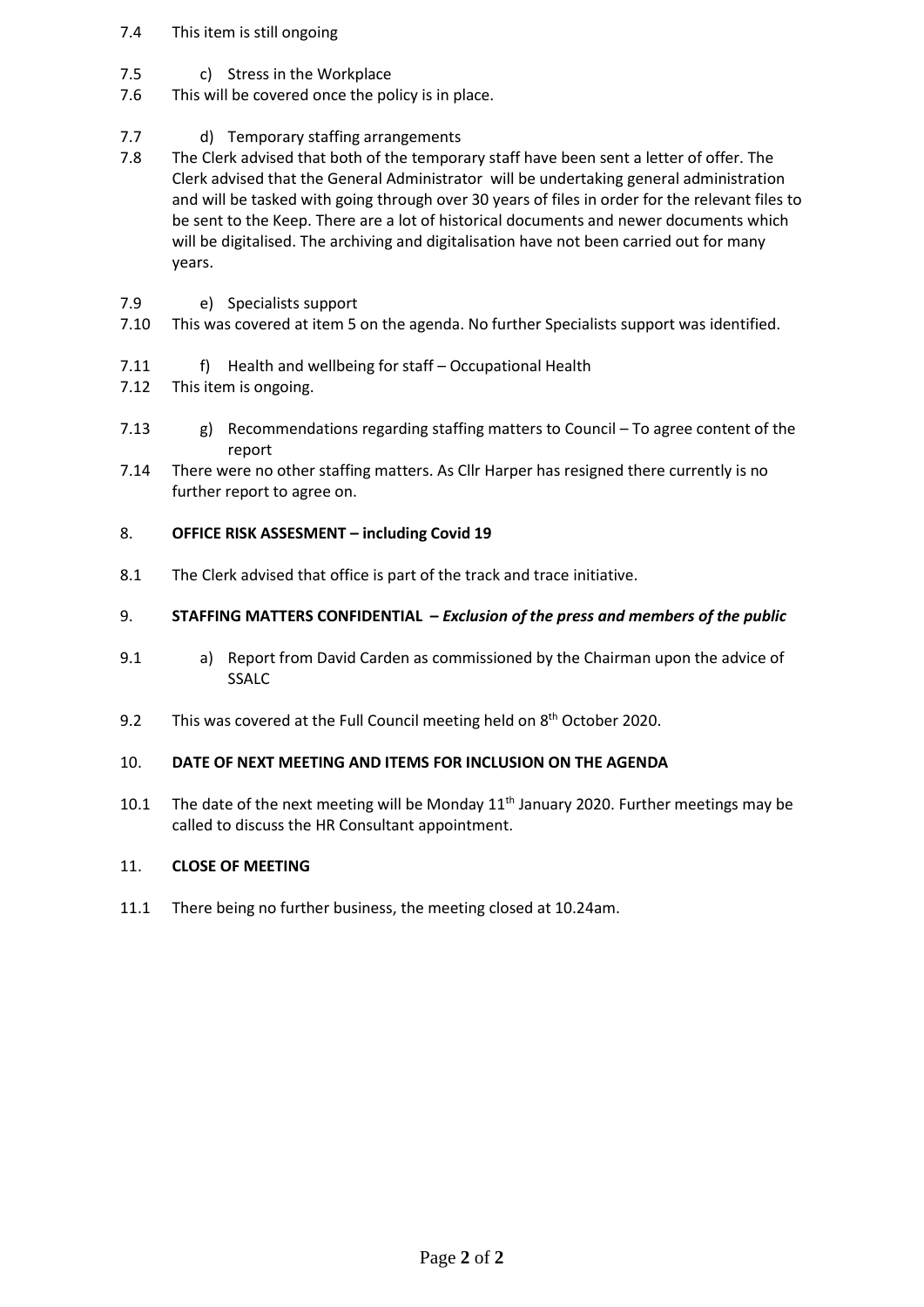7.4 This item is still ongoing

7.5 c) Stress in the Workplace

7.6 This will be covered once the policy is in place.

7.7 d) Temporary staffing arrangements

7.8 The Clerk advised that both of the temporary staff have been sent a letter of offer. The Clerk advised that the General Administrator will be undertaking general administration and will be tasked with going through over 30 years of files in order for the relevant files to be sent to the Keep. There are a lot of historical documents and newer documents which will be digitalised. The archiving and digitalisation have not been carried out for many years.

7.9 e) Specialists support

7.10 This was covered at item 5 on the agenda. No further Specialists support was identified.

7.11 f) Health and wellbeing for staff – Occupational Health

7.12 This item is ongoing.

7.13 g) Recommendations regarding staffing matters to Council – To agree content of the report

7.14 There were no other staffing matters. As Cllr Harper has resigned there currently is no further report to agree on.

## 8. OFFICE RISK ASSESMENT – including Covid 19

8.1 The Clerk advised that office is part of the track and trace initiative.

## 9. STAFFING MATTERS CONFIDENTIAL – *Exclusion of the press and members of the public*

9.1 a) Report from David Carden as commissioned by the Chairman upon the advice of SSALC

9.2 This was covered at the Full Council meeting held on 8th October 2020.

## 10. DATE OF NEXT MEETING AND ITEMS FOR INCLUSION ON THE AGENDA

10.1 The date of the next meeting will be Monday 11th January 2020. Further meetings may be called to discuss the HR Consultant appointment.

## 11. CLOSE OF MEETING

11.1 There being no further business, the meeting closed at 10.24am.